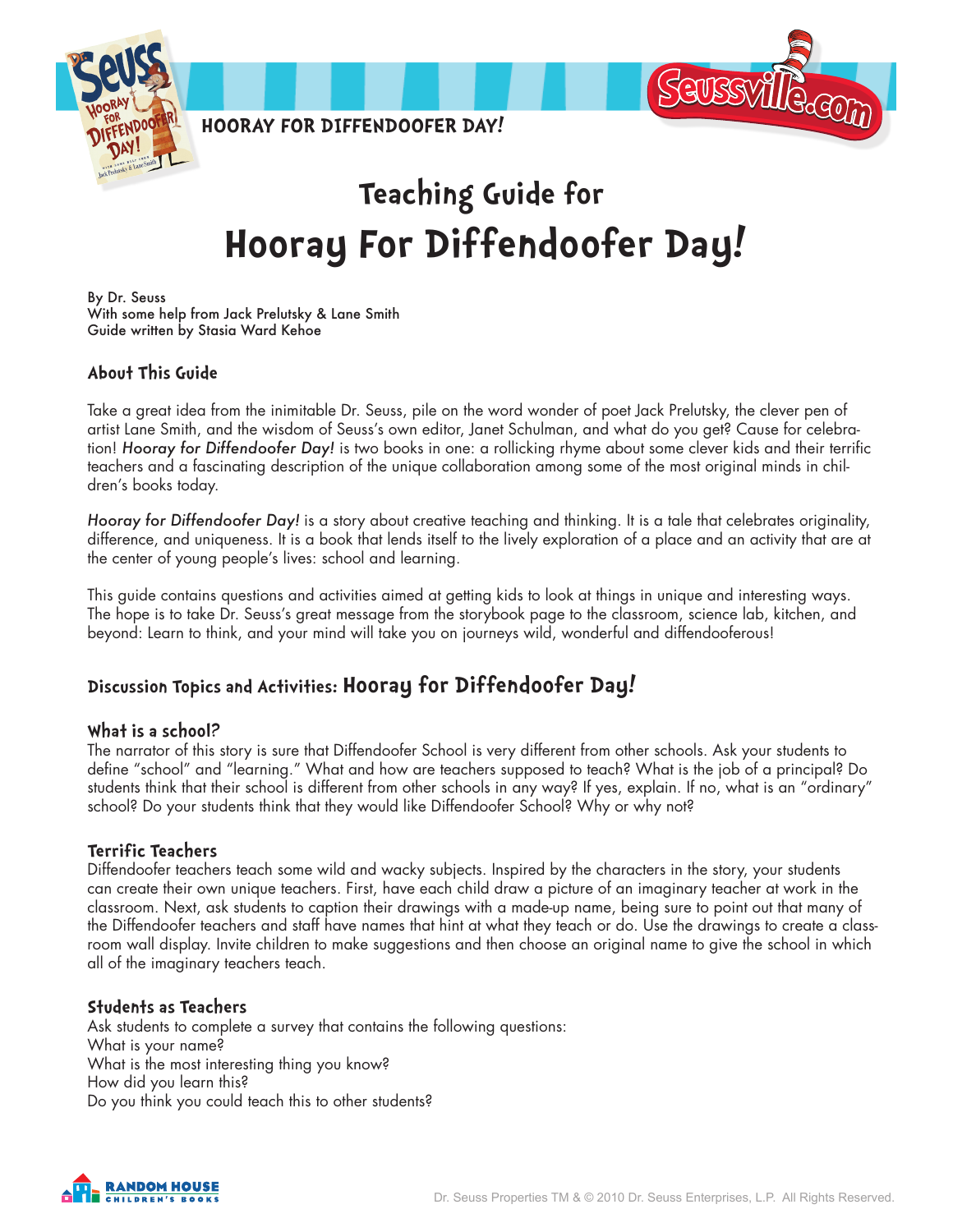HOORAY FOR DIFFENDOOFER DAY!

# Teaching Guide for
# Hooray For Diffendoofer Day!

By Dr. Seuss
With some help from Jack Prelutsky & Lane Smith
Guide written by Stasia Ward Kehoe

## About This Guide

Take a great idea from the inimitable Dr. Seuss, pile on the word wonder of poet Jack Prelutsky, the clever pen of artist Lane Smith, and the wisdom of Seuss's own editor, Janet Schulman, and what do you get? Cause for celebration! *Hooray for Diffendoofer Day!* is two books in one: a rollicking rhyme about some clever kids and their terrific teachers and a fascinating description of the unique collaboration among some of the most original minds in children's books today.

*Hooray for Diffendoofer Day!* is a story about creative teaching and thinking. It is a tale that celebrates originality, difference, and uniqueness. It is a book that lends itself to the lively exploration of a place and an activity that are at the center of young people's lives: school and learning.

This guide contains questions and activities aimed at getting kids to look at things in unique and interesting ways. The hope is to take Dr. Seuss's great message from the storybook page to the classroom, science lab, kitchen, and beyond: Learn to think, and your mind will take you on journeys wild, wonderful and diffendooferous!

## Discussion Topics and Activities: Hooray for Diffendoofer Day!

### What is a school?

The narrator of this story is sure that Diffendoofer School is very different from other schools. Ask your students to define "school" and "learning." What and how are teachers supposed to teach? What is the job of a principal? Do students think that their school is different from other schools in any way? If yes, explain. If no, what is an "ordinary" school? Do your students think that they would like Diffendoofer School? Why or why not?

### Terrific Teachers

Diffendoofer teachers teach some wild and wacky subjects. Inspired by the characters in the story, your students can create their own unique teachers. First, have each child draw a picture of an imaginary teacher at work in the classroom. Next, ask students to caption their drawings with a made-up name, being sure to point out that many of the Diffendoofer teachers and staff have names that hint at what they teach or do. Use the drawings to create a classroom wall display. Invite children to make suggestions and then choose an original name to give the school in which all of the imaginary teachers teach.

### Students as Teachers

Ask students to complete a survey that contains the following questions:
What is your name?
What is the most interesting thing you know?
How did you learn this?
Do you think you could teach this to other students?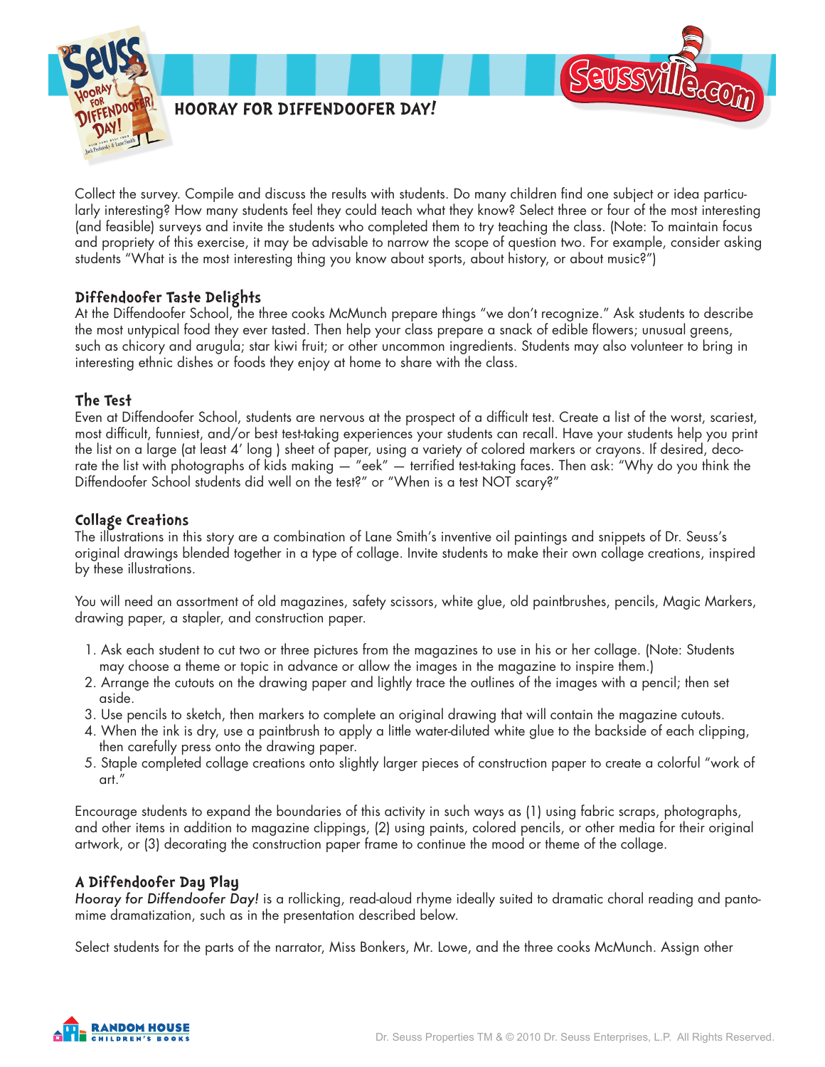Collect the survey. Compile and discuss the results with students. Do many children find one subject or idea particularly interesting? How many students feel they could teach what they know? Select three or four of the most interesting (and feasible) surveys and invite the students who completed them to try teaching the class. (Note: To maintain focus and propriety of this exercise, it may be advisable to narrow the scope of question two. For example, consider asking students "What is the most interesting thing you know about sports, about history, or about music?")

## Diffendoofer Taste Delights

At the Diffendoofer School, the three cooks McMunch prepare things "we don't recognize." Ask students to describe the most untypical food they ever tasted. Then help your class prepare a snack of edible flowers; unusual greens, such as chicory and arugula; star kiwi fruit; or other uncommon ingredients. Students may also volunteer to bring in interesting ethnic dishes or foods they enjoy at home to share with the class.

## The Test

Even at Diffendoofer School, students are nervous at the prospect of a difficult test. Create a list of the worst, scariest, most difficult, funniest, and/or best test-taking experiences your students can recall. Have your students help you print the list on a large (at least 4′ long ) sheet of paper, using a variety of colored markers or crayons. If desired, decorate the list with photographs of kids making — "eek" — terrified test-taking faces. Then ask: "Why do you think the Diffendoofer School students did well on the test?" or "When is a test NOT scary?"

## Collage Creations

The illustrations in this story are a combination of Lane Smith's inventive oil paintings and snippets of Dr. Seuss's original drawings blended together in a type of collage. Invite students to make their own collage creations, inspired by these illustrations.

You will need an assortment of old magazines, safety scissors, white glue, old paintbrushes, pencils, Magic Markers, drawing paper, a stapler, and construction paper.

1. Ask each student to cut two or three pictures from the magazines to use in his or her collage. (Note: Students may choose a theme or topic in advance or allow the images in the magazine to inspire them.)
2. Arrange the cutouts on the drawing paper and lightly trace the outlines of the images with a pencil; then set aside.
3. Use pencils to sketch, then markers to complete an original drawing that will contain the magazine cutouts.
4. When the ink is dry, use a paintbrush to apply a little water-diluted white glue to the backside of each clipping, then carefully press onto the drawing paper.
5. Staple completed collage creations onto slightly larger pieces of construction paper to create a colorful "work of art."

Encourage students to expand the boundaries of this activity in such ways as (1) using fabric scraps, photographs, and other items in addition to magazine clippings, (2) using paints, colored pencils, or other media for their original artwork, or (3) decorating the construction paper frame to continue the mood or theme of the collage.

## A Diffendoofer Day Play

*Hooray for Diffendoofer Day!* is a rollicking, read-aloud rhyme ideally suited to dramatic choral reading and pantomime dramatization, such as in the presentation described below.

Select students for the parts of the narrator, Miss Bonkers, Mr. Lowe, and the three cooks McMunch. Assign other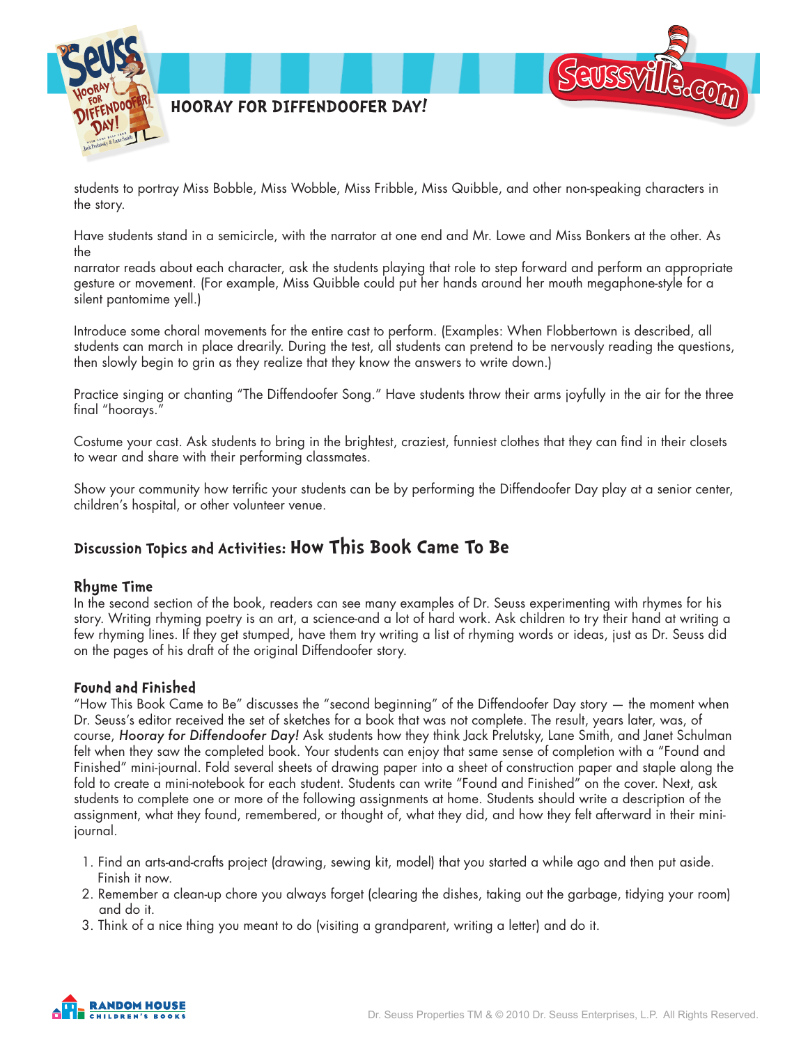students to portray Miss Bobble, Miss Wobble, Miss Fribble, Miss Quibble, and other non-speaking characters in the story.

Have students stand in a semicircle, with the narrator at one end and Mr. Lowe and Miss Bonkers at the other. As the narrator reads about each character, ask the students playing that role to step forward and perform an appropriate gesture or movement. (For example, Miss Quibble could put her hands around her mouth megaphone-style for a silent pantomime yell.)

Introduce some choral movements for the entire cast to perform. (Examples: When Flobbertown is described, all students can march in place drearily. During the test, all students can pretend to be nervously reading the questions, then slowly begin to grin as they realize that they know the answers to write down.)

Practice singing or chanting "The Diffendoofer Song." Have students throw their arms joyfully in the air for the three final "hoorays."

Costume your cast. Ask students to bring in the brightest, craziest, funniest clothes that they can find in their closets to wear and share with their performing classmates.

Show your community how terrific your students can be by performing the Diffendoofer Day play at a senior center, children's hospital, or other volunteer venue.

## Discussion Topics and Activities: How This Book Came To Be

### Rhyme Time

In the second section of the book, readers can see many examples of Dr. Seuss experimenting with rhymes for his story. Writing rhyming poetry is an art, a science-and a lot of hard work. Ask children to try their hand at writing a few rhyming lines. If they get stumped, have them try writing a list of rhyming words or ideas, just as Dr. Seuss did on the pages of his draft of the original Diffendoofer story.

### Found and Finished

"How This Book Came to Be" discusses the "second beginning" of the Diffendoofer Day story — the moment when Dr. Seuss's editor received the set of sketches for a book that was not complete. The result, years later, was, of course, *Hooray for Diffendoofer Day!* Ask students how they think Jack Prelutsky, Lane Smith, and Janet Schulman felt when they saw the completed book. Your students can enjoy that same sense of completion with a "Found and Finished" mini-journal. Fold several sheets of drawing paper into a sheet of construction paper and staple along the fold to create a mini-notebook for each student. Students can write "Found and Finished" on the cover. Next, ask students to complete one or more of the following assignments at home. Students should write a description of the assignment, what they found, remembered, or thought of, what they did, and how they felt afterward in their mini-journal.

1. Find an arts-and-crafts project (drawing, sewing kit, model) that you started a while ago and then put aside. Finish it now.
2. Remember a clean-up chore you always forget (clearing the dishes, taking out the garbage, tidying your room) and do it.
3. Think of a nice thing you meant to do (visiting a grandparent, writing a letter) and do it.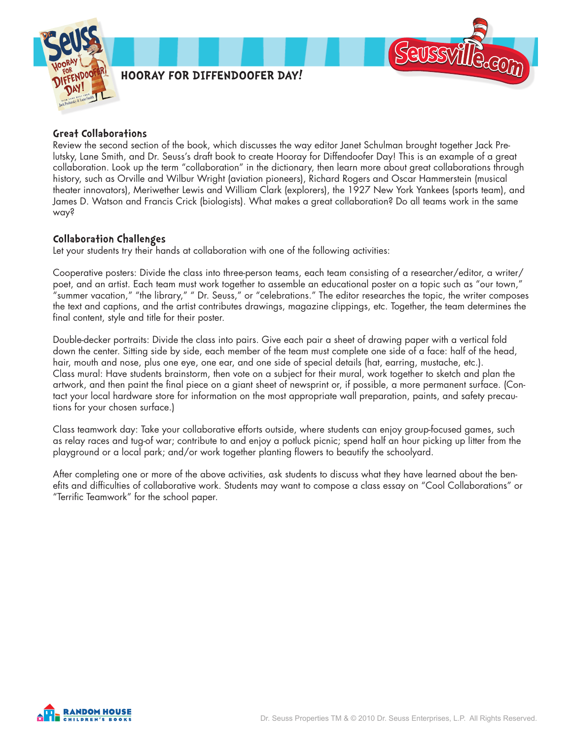HOORAY FOR DIFFENDOOFER DAY!

## Great Collaborations

Review the second section of the book, which discusses the way editor Janet Schulman brought together Jack Prelutsky, Lane Smith, and Dr. Seuss's draft book to create Hooray for Diffendoofer Day! This is an example of a great collaboration. Look up the term "collaboration" in the dictionary, then learn more about great collaborations through history, such as Orville and Wilbur Wright (aviation pioneers), Richard Rogers and Oscar Hammerstein (musical theater innovators), Meriwether Lewis and William Clark (explorers), the 1927 New York Yankees (sports team), and James D. Watson and Francis Crick (biologists). What makes a great collaboration? Do all teams work in the same way?

## Collaboration Challenges

Let your students try their hands at collaboration with one of the following activities:

Cooperative posters: Divide the class into three-person teams, each team consisting of a researcher/editor, a writer/poet, and an artist. Each team must work together to assemble an educational poster on a topic such as "our town," "summer vacation," "the library," " Dr. Seuss," or "celebrations." The editor researches the topic, the writer composes the text and captions, and the artist contributes drawings, magazine clippings, etc. Together, the team determines the final content, style and title for their poster.

Double-decker portraits: Divide the class into pairs. Give each pair a sheet of drawing paper with a vertical fold down the center. Sitting side by side, each member of the team must complete one side of a face: half of the head, hair, mouth and nose, plus one eye, one ear, and one side of special details (hat, earring, mustache, etc.).
Class mural: Have students brainstorm, then vote on a subject for their mural, work together to sketch and plan the artwork, and then paint the final piece on a giant sheet of newsprint or, if possible, a more permanent surface. (Contact your local hardware store for information on the most appropriate wall preparation, paints, and safety precautions for your chosen surface.)

Class teamwork day: Take your collaborative efforts outside, where students can enjoy group-focused games, such as relay races and tug-of war; contribute to and enjoy a potluck picnic; spend half an hour picking up litter from the playground or a local park; and/or work together planting flowers to beautify the schoolyard.

After completing one or more of the above activities, ask students to discuss what they have learned about the benefits and difficulties of collaborative work. Students may want to compose a class essay on "Cool Collaborations" or "Terrific Teamwork" for the school paper.

Dr. Seuss Properties TM & © 2010 Dr. Seuss Enterprises, L.P. All Rights Reserved.